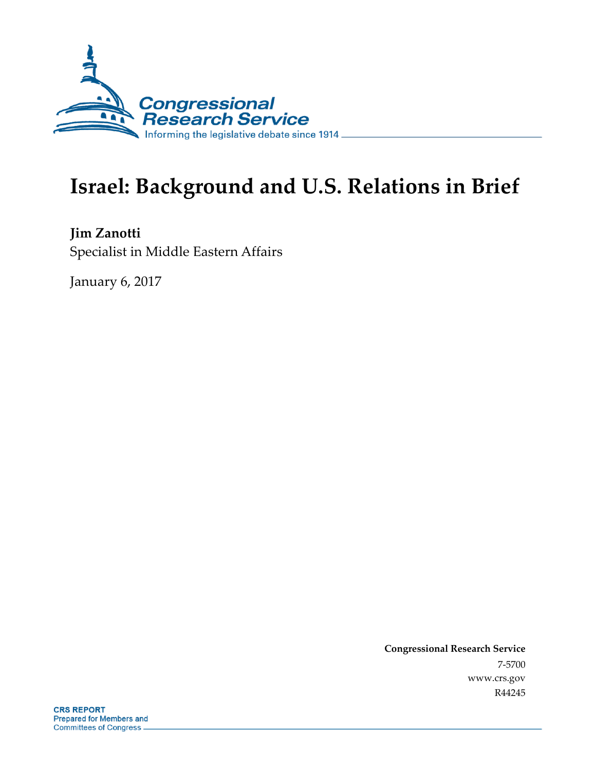Congressional Research Service

Informing the legislative debate since 1914

# Israel: Background and U.S. Relations in Brief

**Jim Zanotti**

Specialist in Middle Eastern Affairs

January 6, 2017

**Congressional Research Service**

7-5700

www.crs.gov

R44245

**CRS REPORT**

Prepared for Members and Committees of Congress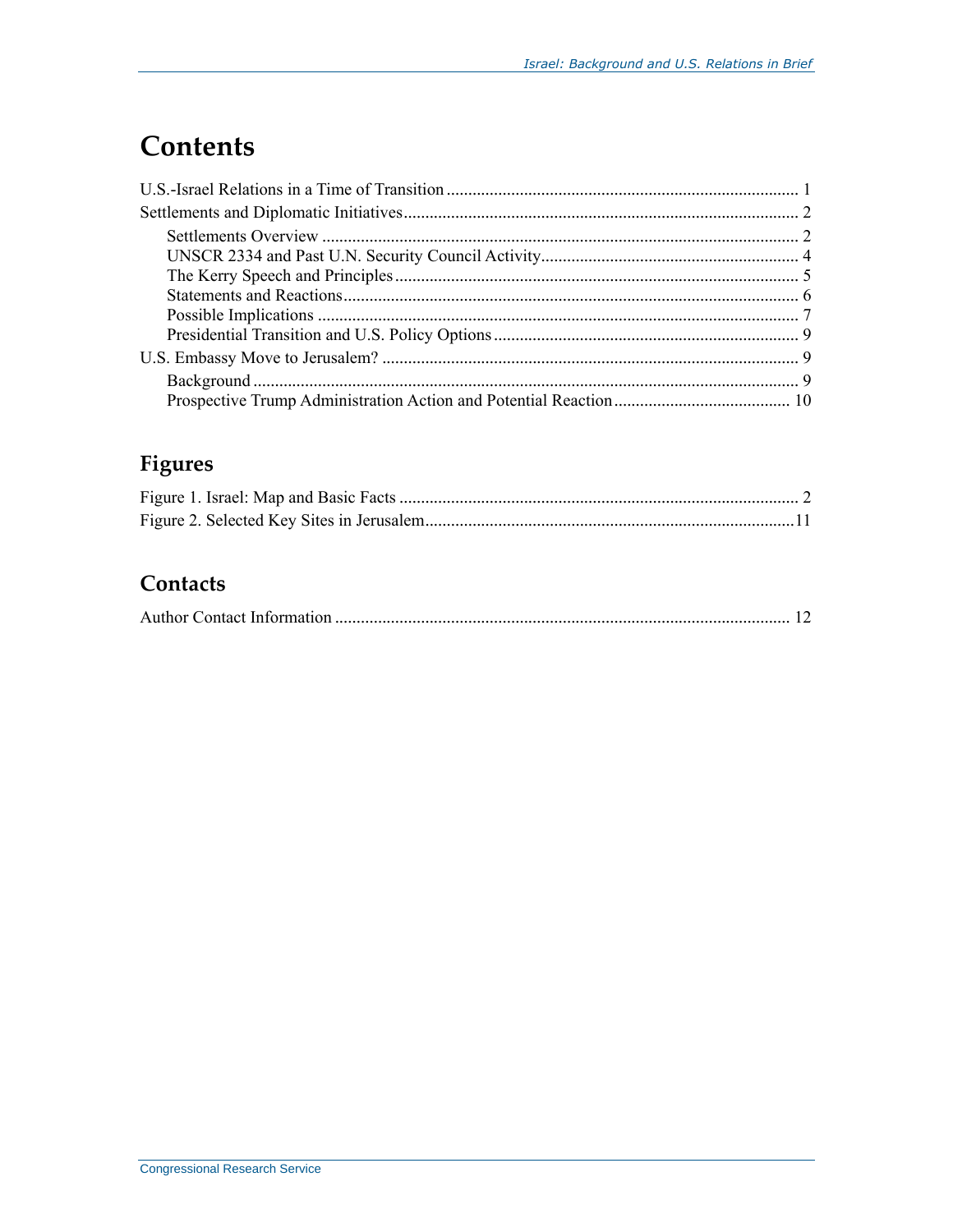# Contents

U.S.-Israel Relations in a Time of Transition ..... 1

Settlements and Diplomatic Initiatives ..... 2

- Settlements Overview ..... 2
- UNSCR 2334 and Past U.N. Security Council Activity ..... 4
- The Kerry Speech and Principles ..... 5
- Statements and Reactions ..... 6
- Possible Implications ..... 7
- Presidential Transition and U.S. Policy Options ..... 9

U.S. Embassy Move to Jerusalem? ..... 9

- Background ..... 9
- Prospective Trump Administration Action and Potential Reaction ..... 10

## Figures

Figure 1. Israel: Map and Basic Facts ..... 2

Figure 2. Selected Key Sites in Jerusalem ..... 11

## Contacts

Author Contact Information ..... 12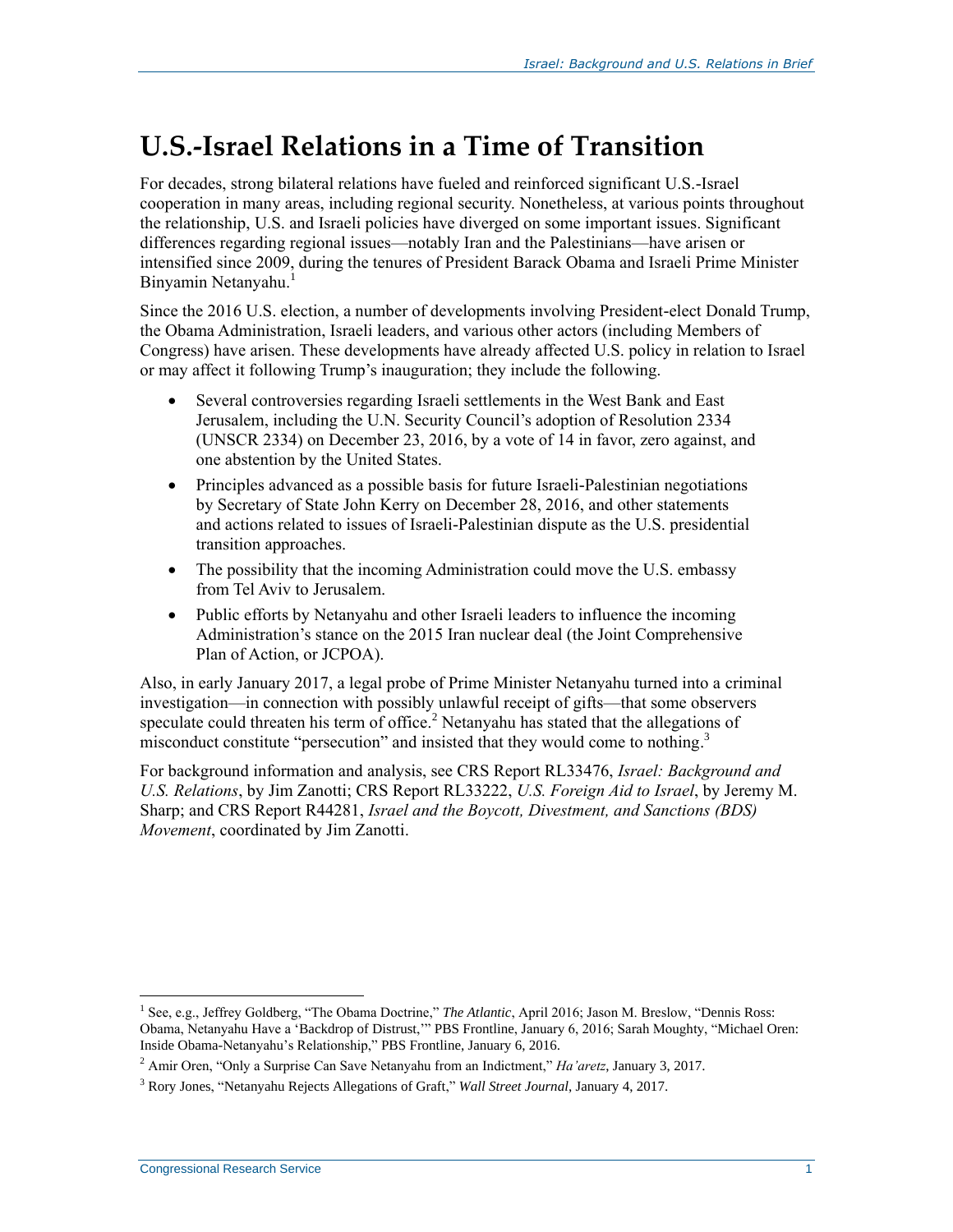# U.S.-Israel Relations in a Time of Transition

For decades, strong bilateral relations have fueled and reinforced significant U.S.-Israel cooperation in many areas, including regional security. Nonetheless, at various points throughout the relationship, U.S. and Israeli policies have diverged on some important issues. Significant differences regarding regional issues—notably Iran and the Palestinians—have arisen or intensified since 2009, during the tenures of President Barack Obama and Israeli Prime Minister Binyamin Netanyahu.[1]

Since the 2016 U.S. election, a number of developments involving President-elect Donald Trump, the Obama Administration, Israeli leaders, and various other actors (including Members of Congress) have arisen. These developments have already affected U.S. policy in relation to Israel or may affect it following Trump's inauguration; they include the following.

- Several controversies regarding Israeli settlements in the West Bank and East Jerusalem, including the U.N. Security Council's adoption of Resolution 2334 (UNSCR 2334) on December 23, 2016, by a vote of 14 in favor, zero against, and one abstention by the United States.
- Principles advanced as a possible basis for future Israeli-Palestinian negotiations by Secretary of State John Kerry on December 28, 2016, and other statements and actions related to issues of Israeli-Palestinian dispute as the U.S. presidential transition approaches.
- The possibility that the incoming Administration could move the U.S. embassy from Tel Aviv to Jerusalem.
- Public efforts by Netanyahu and other Israeli leaders to influence the incoming Administration's stance on the 2015 Iran nuclear deal (the Joint Comprehensive Plan of Action, or JCPOA).

Also, in early January 2017, a legal probe of Prime Minister Netanyahu turned into a criminal investigation—in connection with possibly unlawful receipt of gifts—that some observers speculate could threaten his term of office.[2] Netanyahu has stated that the allegations of misconduct constitute "persecution" and insisted that they would come to nothing.[3]

For background information and analysis, see CRS Report RL33476, *Israel: Background and U.S. Relations*, by Jim Zanotti; CRS Report RL33222, *U.S. Foreign Aid to Israel*, by Jeremy M. Sharp; and CRS Report R44281, *Israel and the Boycott, Divestment, and Sanctions (BDS) Movement*, coordinated by Jim Zanotti.

---

[1] See, e.g., Jeffrey Goldberg, "The Obama Doctrine," *The Atlantic*, April 2016; Jason M. Breslow, "Dennis Ross: Obama, Netanyahu Have a 'Backdrop of Distrust,'" PBS Frontline, January 6, 2016; Sarah Moughty, "Michael Oren: Inside Obama-Netanyahu's Relationship," PBS Frontline, January 6, 2016.

[2] Amir Oren, "Only a Surprise Can Save Netanyahu from an Indictment," *Ha'aretz*, January 3, 2017.

[3] Rory Jones, "Netanyahu Rejects Allegations of Graft," *Wall Street Journal*, January 4, 2017.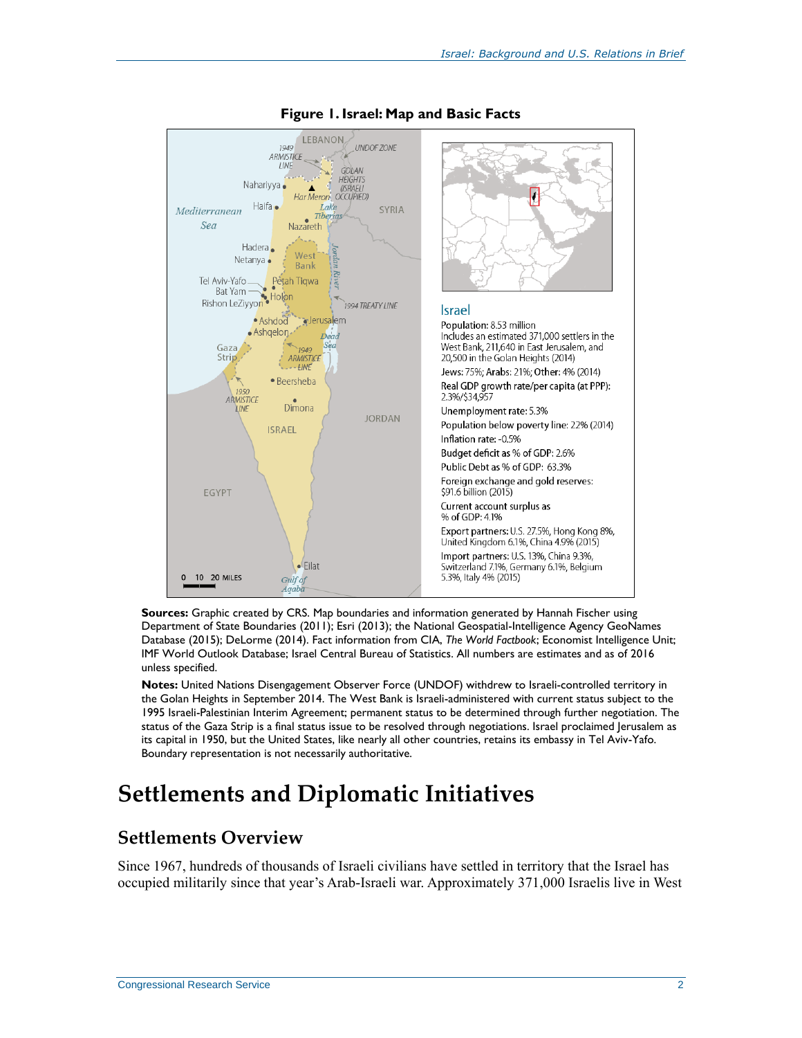**Figure 1. Israel: Map and Basic Facts**

**Israel**

Population: 8.53 million
Includes an estimated 371,000 settlers in the West Bank, 211,640 in East Jerusalem, and 20,500 in the Golan Heights (2014)

Jews: 75%; Arabs: 21%; Other: 4% (2014)

Real GDP growth rate/per capita (at PPP): 2.3%/$34,957

Unemployment rate: 5.3%

Population below poverty line: 22% (2014)

Inflation rate: -0.5%

Budget deficit as % of GDP: 2.6%

Public Debt as % of GDP: 63.3%

Foreign exchange and gold reserves: $91.6 billion (2015)

Current account surplus as % of GDP: 4.1%

Export partners: U.S. 27.5%, Hong Kong 8%, United Kingdom 6.1%, China 4.9% (2015)

Import partners: U.S. 13%, China 9.3%, Switzerland 7.1%, Germany 6.1%, Belgium 5.3%, Italy 4% (2015)

**Sources:** Graphic created by CRS. Map boundaries and information generated by Hannah Fischer using Department of State Boundaries (2011); Esri (2013); the National Geospatial-Intelligence Agency GeoNames Database (2015); DeLorme (2014). Fact information from CIA, *The World Factbook*; Economist Intelligence Unit; IMF World Outlook Database; Israel Central Bureau of Statistics. All numbers are estimates and as of 2016 unless specified.

**Notes:** United Nations Disengagement Observer Force (UNDOF) withdrew to Israeli-controlled territory in the Golan Heights in September 2014. The West Bank is Israeli-administered with current status subject to the 1995 Israeli-Palestinian Interim Agreement; permanent status to be determined through further negotiation. The status of the Gaza Strip is a final status issue to be resolved through negotiations. Israel proclaimed Jerusalem as its capital in 1950, but the United States, like nearly all other countries, retains its embassy in Tel Aviv-Yafo. Boundary representation is not necessarily authoritative.

# Settlements and Diplomatic Initiatives

## Settlements Overview

Since 1967, hundreds of thousands of Israeli civilians have settled in territory that the Israel has occupied militarily since that year's Arab-Israeli war. Approximately 371,000 Israelis live in West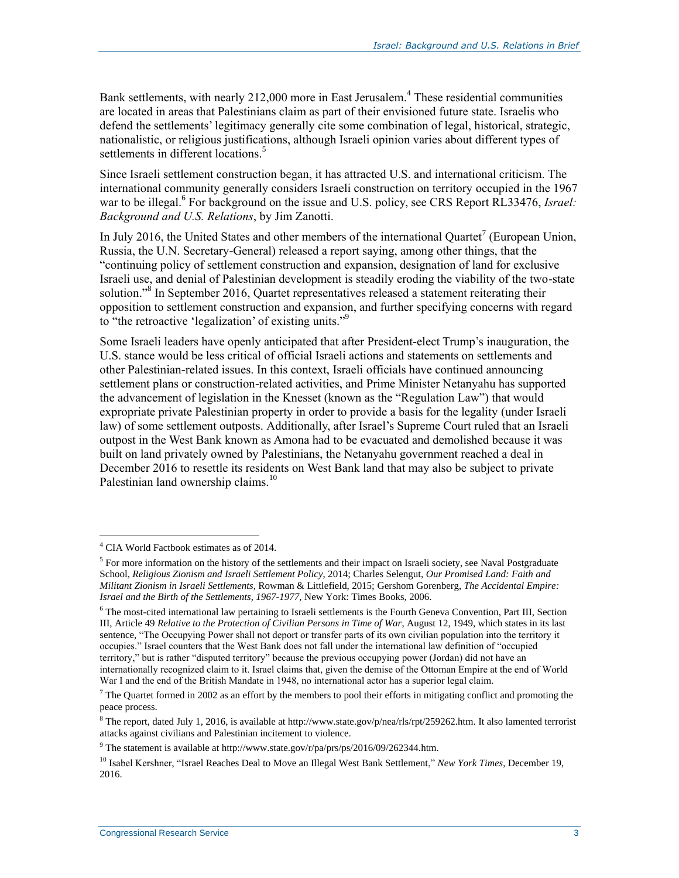Bank settlements, with nearly 212,000 more in East Jerusalem.[4] These residential communities are located in areas that Palestinians claim as part of their envisioned future state. Israelis who defend the settlements' legitimacy generally cite some combination of legal, historical, strategic, nationalistic, or religious justifications, although Israeli opinion varies about different types of settlements in different locations.[5]

Since Israeli settlement construction began, it has attracted U.S. and international criticism. The international community generally considers Israeli construction on territory occupied in the 1967 war to be illegal.[6] For background on the issue and U.S. policy, see CRS Report RL33476, *Israel: Background and U.S. Relations*, by Jim Zanotti.

In July 2016, the United States and other members of the international Quartet[7] (European Union, Russia, the U.N. Secretary-General) released a report saying, among other things, that the "continuing policy of settlement construction and expansion, designation of land for exclusive Israeli use, and denial of Palestinian development is steadily eroding the viability of the two-state solution."[8] In September 2016, Quartet representatives released a statement reiterating their opposition to settlement construction and expansion, and further specifying concerns with regard to "the retroactive 'legalization' of existing units."[9]

Some Israeli leaders have openly anticipated that after President-elect Trump's inauguration, the U.S. stance would be less critical of official Israeli actions and statements on settlements and other Palestinian-related issues. In this context, Israeli officials have continued announcing settlement plans or construction-related activities, and Prime Minister Netanyahu has supported the advancement of legislation in the Knesset (known as the "Regulation Law") that would expropriate private Palestinian property in order to provide a basis for the legality (under Israeli law) of some settlement outposts. Additionally, after Israel's Supreme Court ruled that an Israeli outpost in the West Bank known as Amona had to be evacuated and demolished because it was built on land privately owned by Palestinians, the Netanyahu government reached a deal in December 2016 to resettle its residents on West Bank land that may also be subject to private Palestinian land ownership claims.[10]

---

[4] CIA World Factbook estimates as of 2014.

[5] For more information on the history of the settlements and their impact on Israeli society, see Naval Postgraduate School, *Religious Zionism and Israeli Settlement Policy*, 2014; Charles Selengut, *Our Promised Land: Faith and Militant Zionism in Israeli Settlements*, Rowman & Littlefield, 2015; Gershom Gorenberg, *The Accidental Empire: Israel and the Birth of the Settlements, 1967-1977*, New York: Times Books, 2006.

[6] The most-cited international law pertaining to Israeli settlements is the Fourth Geneva Convention, Part III, Section III, Article 49 *Relative to the Protection of Civilian Persons in Time of War*, August 12, 1949, which states in its last sentence, "The Occupying Power shall not deport or transfer parts of its own civilian population into the territory it occupies." Israel counters that the West Bank does not fall under the international law definition of "occupied territory," but is rather "disputed territory" because the previous occupying power (Jordan) did not have an internationally recognized claim to it. Israel claims that, given the demise of the Ottoman Empire at the end of World War I and the end of the British Mandate in 1948, no international actor has a superior legal claim.

[7] The Quartet formed in 2002 as an effort by the members to pool their efforts in mitigating conflict and promoting the peace process.

[8] The report, dated July 1, 2016, is available at http://www.state.gov/p/nea/rls/rpt/259262.htm. It also lamented terrorist attacks against civilians and Palestinian incitement to violence.

[9] The statement is available at http://www.state.gov/r/pa/prs/ps/2016/09/262344.htm.

[10] Isabel Kershner, "Israel Reaches Deal to Move an Illegal West Bank Settlement," *New York Times*, December 19, 2016.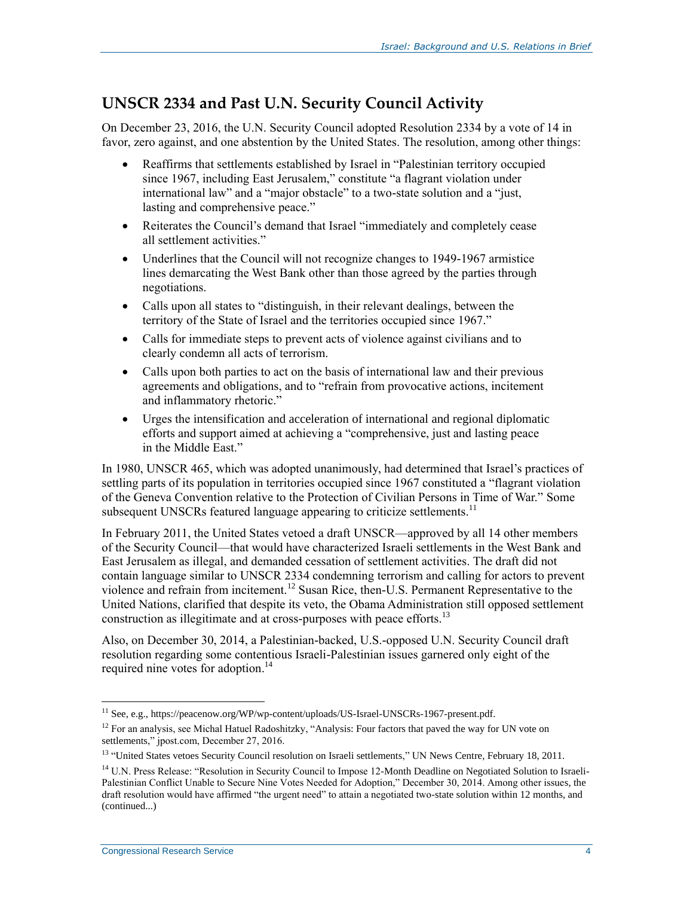## UNSCR 2334 and Past U.N. Security Council Activity

On December 23, 2016, the U.N. Security Council adopted Resolution 2334 by a vote of 14 in favor, zero against, and one abstention by the United States. The resolution, among other things:

- Reaffirms that settlements established by Israel in "Palestinian territory occupied since 1967, including East Jerusalem," constitute "a flagrant violation under international law" and a "major obstacle" to a two-state solution and a "just, lasting and comprehensive peace."
- Reiterates the Council's demand that Israel "immediately and completely cease all settlement activities."
- Underlines that the Council will not recognize changes to 1949-1967 armistice lines demarcating the West Bank other than those agreed by the parties through negotiations.
- Calls upon all states to "distinguish, in their relevant dealings, between the territory of the State of Israel and the territories occupied since 1967."
- Calls for immediate steps to prevent acts of violence against civilians and to clearly condemn all acts of terrorism.
- Calls upon both parties to act on the basis of international law and their previous agreements and obligations, and to "refrain from provocative actions, incitement and inflammatory rhetoric."
- Urges the intensification and acceleration of international and regional diplomatic efforts and support aimed at achieving a "comprehensive, just and lasting peace in the Middle East."

In 1980, UNSCR 465, which was adopted unanimously, had determined that Israel's practices of settling parts of its population in territories occupied since 1967 constituted a "flagrant violation of the Geneva Convention relative to the Protection of Civilian Persons in Time of War." Some subsequent UNSCRs featured language appearing to criticize settlements.[11]

In February 2011, the United States vetoed a draft UNSCR—approved by all 14 other members of the Security Council—that would have characterized Israeli settlements in the West Bank and East Jerusalem as illegal, and demanded cessation of settlement activities. The draft did not contain language similar to UNSCR 2334 condemning terrorism and calling for actors to prevent violence and refrain from incitement.[12] Susan Rice, then-U.S. Permanent Representative to the United Nations, clarified that despite its veto, the Obama Administration still opposed settlement construction as illegitimate and at cross-purposes with peace efforts.[13]

Also, on December 30, 2014, a Palestinian-backed, U.S.-opposed U.N. Security Council draft resolution regarding some contentious Israeli-Palestinian issues garnered only eight of the required nine votes for adoption.[14]

---

[11] See, e.g., https://peacenow.org/WP/wp-content/uploads/US-Israel-UNSCRs-1967-present.pdf.

[12] For an analysis, see Michal Hatuel Radoshitzky, "Analysis: Four factors that paved the way for UN vote on settlements," jpost.com, December 27, 2016.

[13] "United States vetoes Security Council resolution on Israeli settlements," UN News Centre, February 18, 2011.

[14] U.N. Press Release: "Resolution in Security Council to Impose 12-Month Deadline on Negotiated Solution to Israeli-Palestinian Conflict Unable to Secure Nine Votes Needed for Adoption," December 30, 2014. Among other issues, the draft resolution would have affirmed "the urgent need" to attain a negotiated two-state solution within 12 months, and (continued...)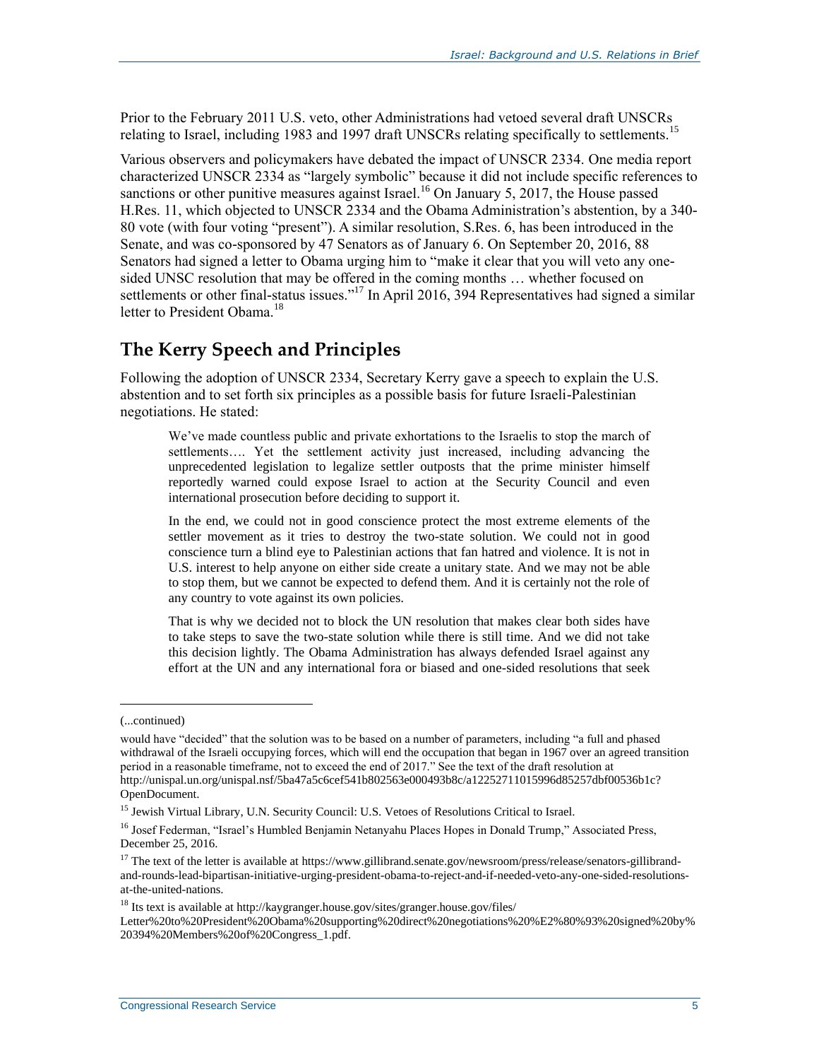Prior to the February 2011 U.S. veto, other Administrations had vetoed several draft UNSCRs relating to Israel, including 1983 and 1997 draft UNSCRs relating specifically to settlements.[15]

Various observers and policymakers have debated the impact of UNSCR 2334. One media report characterized UNSCR 2334 as "largely symbolic" because it did not include specific references to sanctions or other punitive measures against Israel.[16] On January 5, 2017, the House passed H.Res. 11, which objected to UNSCR 2334 and the Obama Administration's abstention, by a 340-80 vote (with four voting "present"). A similar resolution, S.Res. 6, has been introduced in the Senate, and was co-sponsored by 47 Senators as of January 6. On September 20, 2016, 88 Senators had signed a letter to Obama urging him to "make it clear that you will veto any one-sided UNSC resolution that may be offered in the coming months … whether focused on settlements or other final-status issues."[17] In April 2016, 394 Representatives had signed a similar letter to President Obama.[18]

## The Kerry Speech and Principles

Following the adoption of UNSCR 2334, Secretary Kerry gave a speech to explain the U.S. abstention and to set forth six principles as a possible basis for future Israeli-Palestinian negotiations. He stated:

> We've made countless public and private exhortations to the Israelis to stop the march of settlements…. Yet the settlement activity just increased, including advancing the unprecedented legislation to legalize settler outposts that the prime minister himself reportedly warned could expose Israel to action at the Security Council and even international prosecution before deciding to support it.
>
> In the end, we could not in good conscience protect the most extreme elements of the settler movement as it tries to destroy the two-state solution. We could not in good conscience turn a blind eye to Palestinian actions that fan hatred and violence. It is not in U.S. interest to help anyone on either side create a unitary state. And we may not be able to stop them, but we cannot be expected to defend them. And it is certainly not the role of any country to vote against its own policies.
>
> That is why we decided not to block the UN resolution that makes clear both sides have to take steps to save the two-state solution while there is still time. And we did not take this decision lightly. The Obama Administration has always defended Israel against any effort at the UN and any international fora or biased and one-sided resolutions that seek

---

(...continued)

would have "decided" that the solution was to be based on a number of parameters, including "a full and phased withdrawal of the Israeli occupying forces, which will end the occupation that began in 1967 over an agreed transition period in a reasonable timeframe, not to exceed the end of 2017." See the text of the draft resolution at http://unispal.un.org/unispal.nsf/5ba47a5c6cef541b802563e000493b8c/a12252711015996d85257dbf00536b1c?OpenDocument.

[15] Jewish Virtual Library, U.N. Security Council: U.S. Vetoes of Resolutions Critical to Israel.

[16] Josef Federman, "Israel's Humbled Benjamin Netanyahu Places Hopes in Donald Trump," Associated Press, December 25, 2016.

[17] The text of the letter is available at https://www.gillibrand.senate.gov/newsroom/press/release/senators-gillibrand-and-rounds-lead-bipartisan-initiative-urging-president-obama-to-reject-and-if-needed-veto-any-one-sided-resolutions-at-the-united-nations.

[18] Its text is available at http://kaygranger.house.gov/sites/granger.house.gov/files/Letter%20to%20President%20Obama%20supporting%20direct%20negotiations%20%E2%80%93%20signed%20by%20394%20Members%20of%20Congress_1.pdf.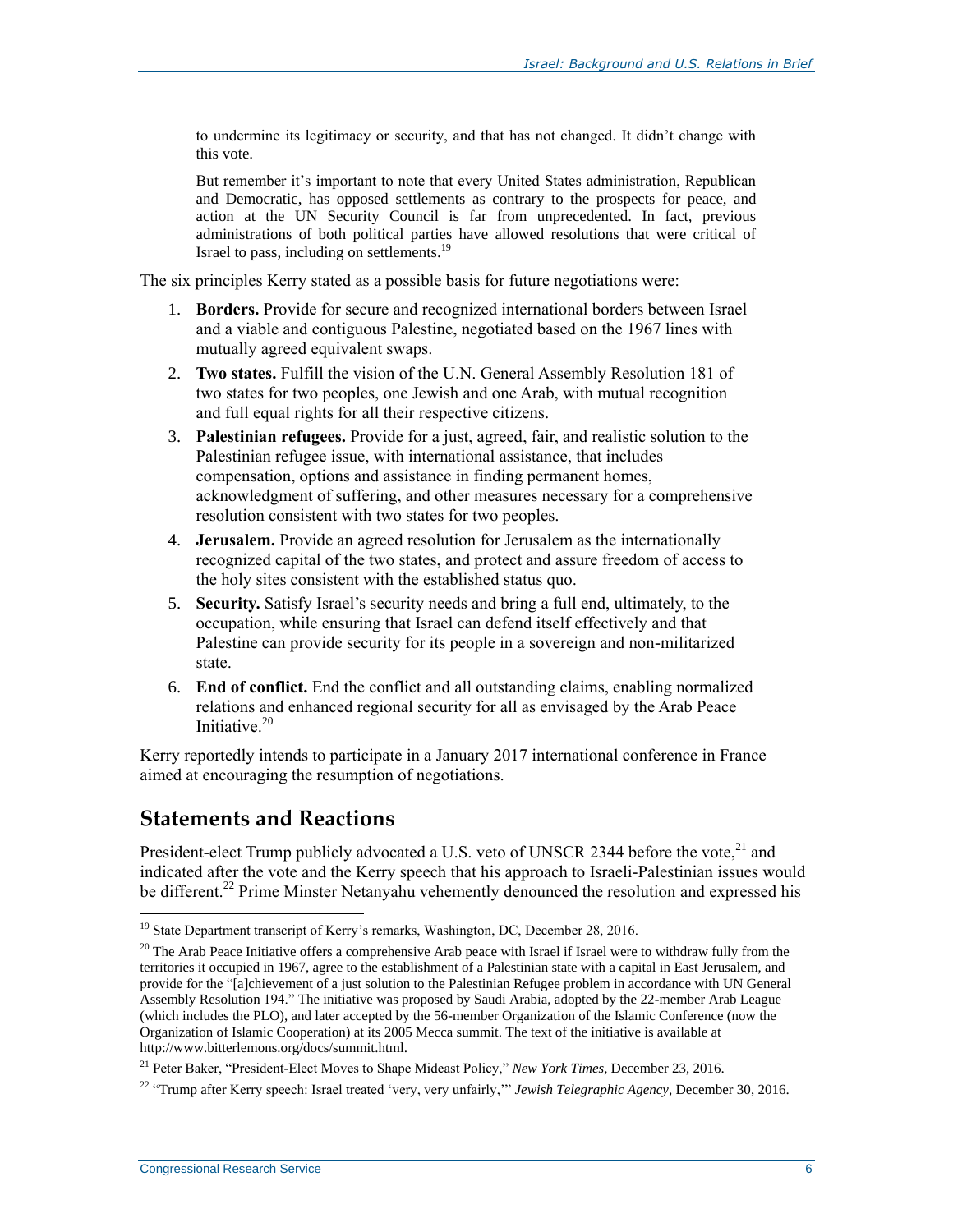> to undermine its legitimacy or security, and that has not changed. It didn't change with this vote.
>
> But remember it's important to note that every United States administration, Republican and Democratic, has opposed settlements as contrary to the prospects for peace, and action at the UN Security Council is far from unprecedented. In fact, previous administrations of both political parties have allowed resolutions that were critical of Israel to pass, including on settlements.[19]

The six principles Kerry stated as a possible basis for future negotiations were:

1. **Borders.** Provide for secure and recognized international borders between Israel and a viable and contiguous Palestine, negotiated based on the 1967 lines with mutually agreed equivalent swaps.
2. **Two states.** Fulfill the vision of the U.N. General Assembly Resolution 181 of two states for two peoples, one Jewish and one Arab, with mutual recognition and full equal rights for all their respective citizens.
3. **Palestinian refugees.** Provide for a just, agreed, fair, and realistic solution to the Palestinian refugee issue, with international assistance, that includes compensation, options and assistance in finding permanent homes, acknowledgment of suffering, and other measures necessary for a comprehensive resolution consistent with two states for two peoples.
4. **Jerusalem.** Provide an agreed resolution for Jerusalem as the internationally recognized capital of the two states, and protect and assure freedom of access to the holy sites consistent with the established status quo.
5. **Security.** Satisfy Israel's security needs and bring a full end, ultimately, to the occupation, while ensuring that Israel can defend itself effectively and that Palestine can provide security for its people in a sovereign and non-militarized state.
6. **End of conflict.** End the conflict and all outstanding claims, enabling normalized relations and enhanced regional security for all as envisaged by the Arab Peace Initiative.[20]

Kerry reportedly intends to participate in a January 2017 international conference in France aimed at encouraging the resumption of negotiations.

## Statements and Reactions

President-elect Trump publicly advocated a U.S. veto of UNSCR 2344 before the vote,[21] and indicated after the vote and the Kerry speech that his approach to Israeli-Palestinian issues would be different.[22] Prime Minster Netanyahu vehemently denounced the resolution and expressed his

---

[19] State Department transcript of Kerry's remarks, Washington, DC, December 28, 2016.

[20] The Arab Peace Initiative offers a comprehensive Arab peace with Israel if Israel were to withdraw fully from the territories it occupied in 1967, agree to the establishment of a Palestinian state with a capital in East Jerusalem, and provide for the "[a]chievement of a just solution to the Palestinian Refugee problem in accordance with UN General Assembly Resolution 194." The initiative was proposed by Saudi Arabia, adopted by the 22-member Arab League (which includes the PLO), and later accepted by the 56-member Organization of the Islamic Conference (now the Organization of Islamic Cooperation) at its 2005 Mecca summit. The text of the initiative is available at http://www.bitterlemons.org/docs/summit.html.

[21] Peter Baker, "President-Elect Moves to Shape Mideast Policy," *New York Times*, December 23, 2016.

[22] "Trump after Kerry speech: Israel treated 'very, very unfairly,'" *Jewish Telegraphic Agency*, December 30, 2016.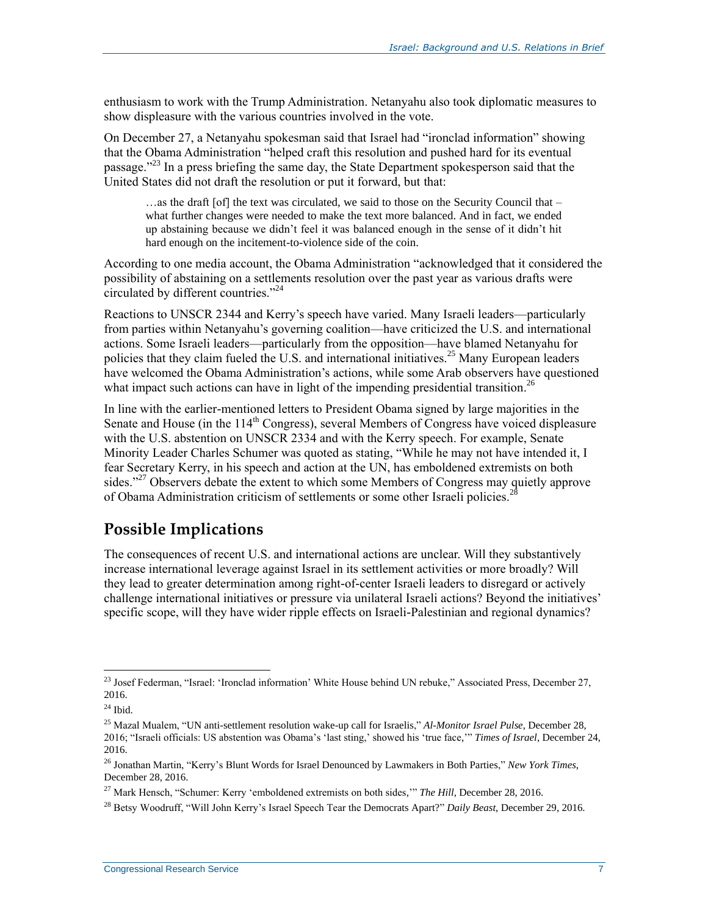enthusiasm to work with the Trump Administration. Netanyahu also took diplomatic measures to show displeasure with the various countries involved in the vote.

On December 27, a Netanyahu spokesman said that Israel had "ironclad information" showing that the Obama Administration "helped craft this resolution and pushed hard for its eventual passage."[23] In a press briefing the same day, the State Department spokesperson said that the United States did not draft the resolution or put it forward, but that:

> …as the draft [of] the text was circulated, we said to those on the Security Council that – what further changes were needed to make the text more balanced. And in fact, we ended up abstaining because we didn't feel it was balanced enough in the sense of it didn't hit hard enough on the incitement-to-violence side of the coin.

According to one media account, the Obama Administration "acknowledged that it considered the possibility of abstaining on a settlements resolution over the past year as various drafts were circulated by different countries."[24]

Reactions to UNSCR 2344 and Kerry's speech have varied. Many Israeli leaders—particularly from parties within Netanyahu's governing coalition—have criticized the U.S. and international actions. Some Israeli leaders—particularly from the opposition—have blamed Netanyahu for policies that they claim fueled the U.S. and international initiatives.[25] Many European leaders have welcomed the Obama Administration's actions, while some Arab observers have questioned what impact such actions can have in light of the impending presidential transition.[26]

In line with the earlier-mentioned letters to President Obama signed by large majorities in the Senate and House (in the 114th Congress), several Members of Congress have voiced displeasure with the U.S. abstention on UNSCR 2334 and with the Kerry speech. For example, Senate Minority Leader Charles Schumer was quoted as stating, "While he may not have intended it, I fear Secretary Kerry, in his speech and action at the UN, has emboldened extremists on both sides."[27] Observers debate the extent to which some Members of Congress may quietly approve of Obama Administration criticism of settlements or some other Israeli policies.[28]

## Possible Implications

The consequences of recent U.S. and international actions are unclear. Will they substantively increase international leverage against Israel in its settlement activities or more broadly? Will they lead to greater determination among right-of-center Israeli leaders to disregard or actively challenge international initiatives or pressure via unilateral Israeli actions? Beyond the initiatives' specific scope, will they have wider ripple effects on Israeli-Palestinian and regional dynamics?

---

[23] Josef Federman, "Israel: 'Ironclad information' White House behind UN rebuke," Associated Press, December 27, 2016.

[24] Ibid.

[25] Mazal Mualem, "UN anti-settlement resolution wake-up call for Israelis," *Al-Monitor Israel Pulse*, December 28, 2016; "Israeli officials: US abstention was Obama's 'last sting,' showed his 'true face,'" *Times of Israel*, December 24, 2016.

[26] Jonathan Martin, "Kerry's Blunt Words for Israel Denounced by Lawmakers in Both Parties," *New York Times*, December 28, 2016.

[27] Mark Hensch, "Schumer: Kerry 'emboldened extremists on both sides,'" *The Hill*, December 28, 2016.

[28] Betsy Woodruff, "Will John Kerry's Israel Speech Tear the Democrats Apart?" *Daily Beast*, December 29, 2016.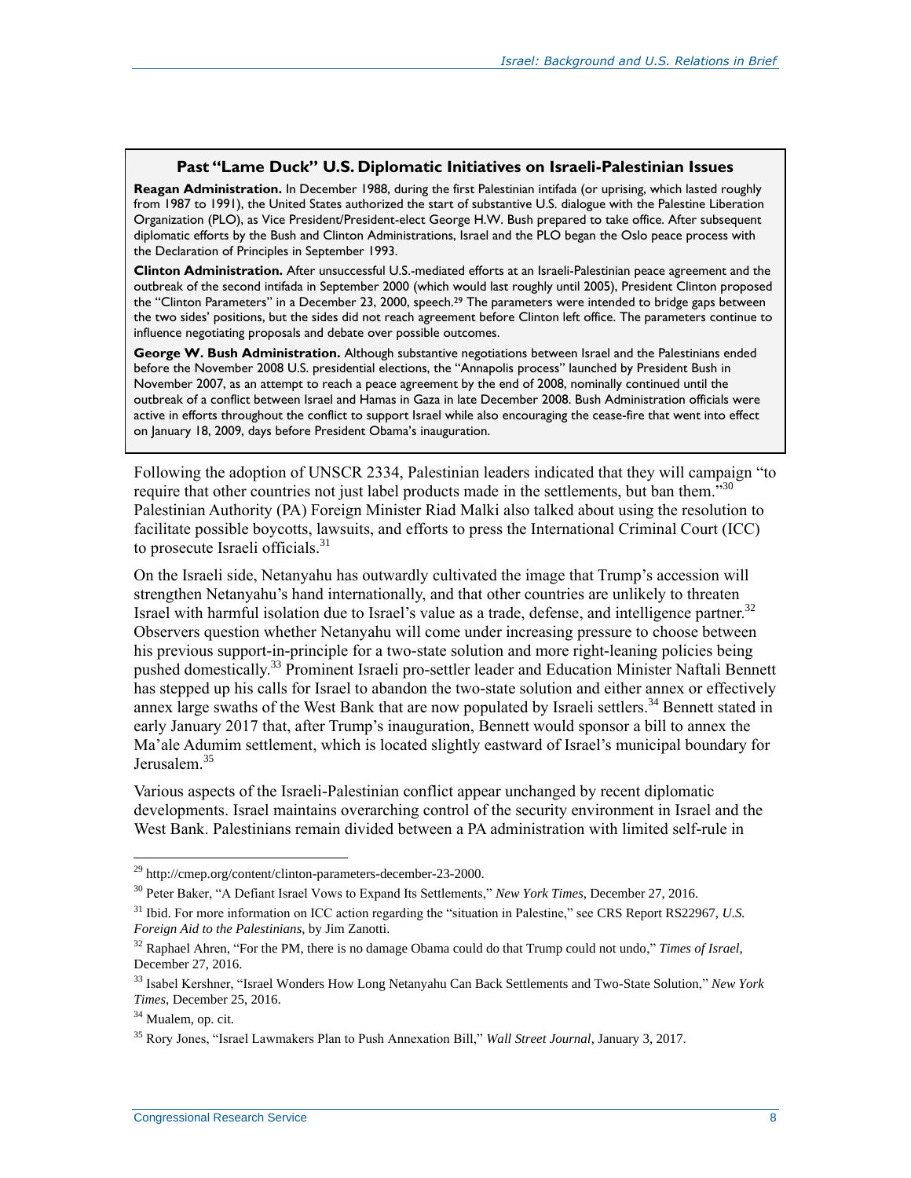**Past "Lame Duck" U.S. Diplomatic Initiatives on Israeli-Palestinian Issues**

**Reagan Administration.** In December 1988, during the first Palestinian intifada (or uprising, which lasted roughly from 1987 to 1991), the United States authorized the start of substantive U.S. dialogue with the Palestine Liberation Organization (PLO), as Vice President/President-elect George H.W. Bush prepared to take office. After subsequent diplomatic efforts by the Bush and Clinton Administrations, Israel and the PLO began the Oslo peace process with the Declaration of Principles in September 1993.

**Clinton Administration.** After unsuccessful U.S.-mediated efforts at an Israeli-Palestinian peace agreement and the outbreak of the second intifada in September 2000 (which would last roughly until 2005), President Clinton proposed the "Clinton Parameters" in a December 23, 2000, speech.[29] The parameters were intended to bridge gaps between the two sides' positions, but the sides did not reach agreement before Clinton left office. The parameters continue to influence negotiating proposals and debate over possible outcomes.

**George W. Bush Administration.** Although substantive negotiations between Israel and the Palestinians ended before the November 2008 U.S. presidential elections, the "Annapolis process" launched by President Bush in November 2007, as an attempt to reach a peace agreement by the end of 2008, nominally continued until the outbreak of a conflict between Israel and Hamas in Gaza in late December 2008. Bush Administration officials were active in efforts throughout the conflict to support Israel while also encouraging the cease-fire that went into effect on January 18, 2009, days before President Obama's inauguration.

Following the adoption of UNSCR 2334, Palestinian leaders indicated that they will campaign "to require that other countries not just label products made in the settlements, but ban them."[30] Palestinian Authority (PA) Foreign Minister Riad Malki also talked about using the resolution to facilitate possible boycotts, lawsuits, and efforts to press the International Criminal Court (ICC) to prosecute Israeli officials.[31]

On the Israeli side, Netanyahu has outwardly cultivated the image that Trump's accession will strengthen Netanyahu's hand internationally, and that other countries are unlikely to threaten Israel with harmful isolation due to Israel's value as a trade, defense, and intelligence partner.[32] Observers question whether Netanyahu will come under increasing pressure to choose between his previous support-in-principle for a two-state solution and more right-leaning policies being pushed domestically.[33] Prominent Israeli pro-settler leader and Education Minister Naftali Bennett has stepped up his calls for Israel to abandon the two-state solution and either annex or effectively annex large swaths of the West Bank that are now populated by Israeli settlers.[34] Bennett stated in early January 2017 that, after Trump's inauguration, Bennett would sponsor a bill to annex the Ma'ale Adumim settlement, which is located slightly eastward of Israel's municipal boundary for Jerusalem.[35]

Various aspects of the Israeli-Palestinian conflict appear unchanged by recent diplomatic developments. Israel maintains overarching control of the security environment in Israel and the West Bank. Palestinians remain divided between a PA administration with limited self-rule in

---

[29] http://cmep.org/content/clinton-parameters-december-23-2000.

[30] Peter Baker, "A Defiant Israel Vows to Expand Its Settlements," *New York Times*, December 27, 2016.

[31] Ibid. For more information on ICC action regarding the "situation in Palestine," see CRS Report RS22967, *U.S. Foreign Aid to the Palestinians*, by Jim Zanotti.

[32] Raphael Ahren, "For the PM, there is no damage Obama could do that Trump could not undo," *Times of Israel*, December 27, 2016.

[33] Isabel Kershner, "Israel Wonders How Long Netanyahu Can Back Settlements and Two-State Solution," *New York Times*, December 25, 2016.

[34] Mualem, op. cit.

[35] Rory Jones, "Israel Lawmakers Plan to Push Annexation Bill," *Wall Street Journal*, January 3, 2017.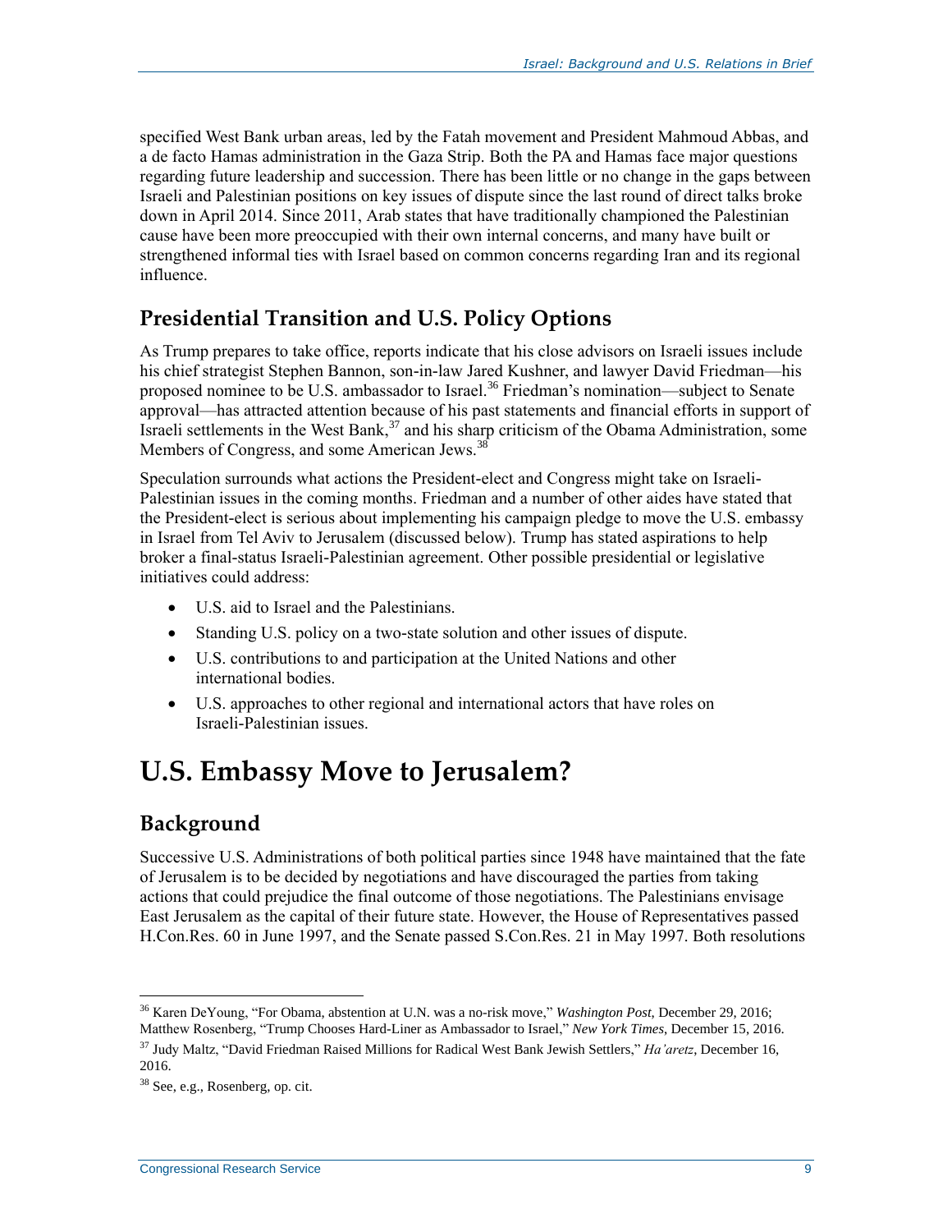specified West Bank urban areas, led by the Fatah movement and President Mahmoud Abbas, and a de facto Hamas administration in the Gaza Strip. Both the PA and Hamas face major questions regarding future leadership and succession. There has been little or no change in the gaps between Israeli and Palestinian positions on key issues of dispute since the last round of direct talks broke down in April 2014. Since 2011, Arab states that have traditionally championed the Palestinian cause have been more preoccupied with their own internal concerns, and many have built or strengthened informal ties with Israel based on common concerns regarding Iran and its regional influence.

## Presidential Transition and U.S. Policy Options

As Trump prepares to take office, reports indicate that his close advisors on Israeli issues include his chief strategist Stephen Bannon, son-in-law Jared Kushner, and lawyer David Friedman—his proposed nominee to be U.S. ambassador to Israel.[36] Friedman's nomination—subject to Senate approval—has attracted attention because of his past statements and financial efforts in support of Israeli settlements in the West Bank,[37] and his sharp criticism of the Obama Administration, some Members of Congress, and some American Jews.[38]

Speculation surrounds what actions the President-elect and Congress might take on Israeli-Palestinian issues in the coming months. Friedman and a number of other aides have stated that the President-elect is serious about implementing his campaign pledge to move the U.S. embassy in Israel from Tel Aviv to Jerusalem (discussed below). Trump has stated aspirations to help broker a final-status Israeli-Palestinian agreement. Other possible presidential or legislative initiatives could address:

- U.S. aid to Israel and the Palestinians.
- Standing U.S. policy on a two-state solution and other issues of dispute.
- U.S. contributions to and participation at the United Nations and other international bodies.
- U.S. approaches to other regional and international actors that have roles on Israeli-Palestinian issues.

# U.S. Embassy Move to Jerusalem?

## Background

Successive U.S. Administrations of both political parties since 1948 have maintained that the fate of Jerusalem is to be decided by negotiations and have discouraged the parties from taking actions that could prejudice the final outcome of those negotiations. The Palestinians envisage East Jerusalem as the capital of their future state. However, the House of Representatives passed H.Con.Res. 60 in June 1997, and the Senate passed S.Con.Res. 21 in May 1997. Both resolutions

---

[36] Karen DeYoung, "For Obama, abstention at U.N. was a no-risk move," *Washington Post*, December 29, 2016; Matthew Rosenberg, "Trump Chooses Hard-Liner as Ambassador to Israel," *New York Times*, December 15, 2016.

[37] Judy Maltz, "David Friedman Raised Millions for Radical West Bank Jewish Settlers," *Ha'aretz*, December 16, 2016.

[38] See, e.g., Rosenberg, op. cit.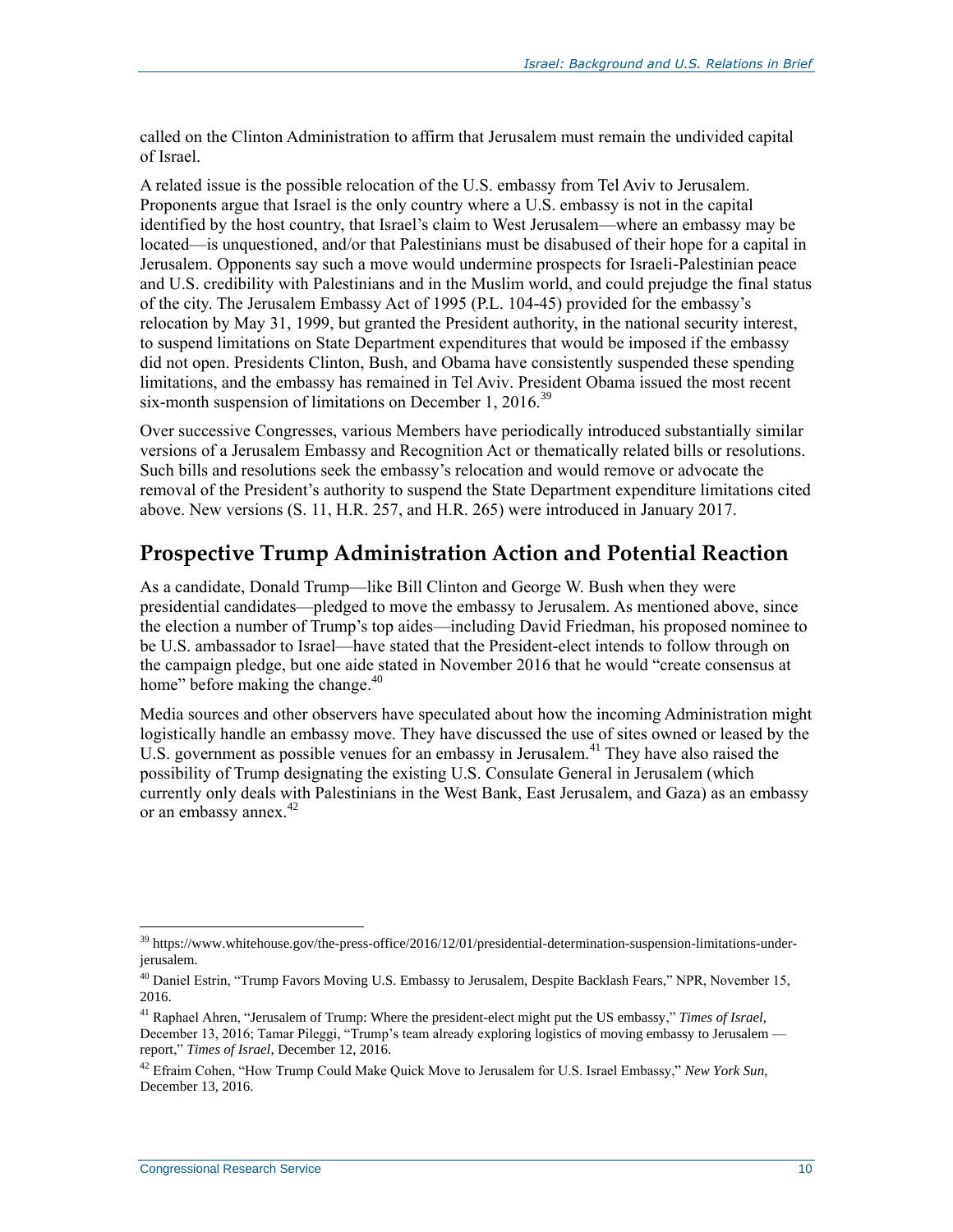called on the Clinton Administration to affirm that Jerusalem must remain the undivided capital of Israel.

A related issue is the possible relocation of the U.S. embassy from Tel Aviv to Jerusalem. Proponents argue that Israel is the only country where a U.S. embassy is not in the capital identified by the host country, that Israel's claim to West Jerusalem—where an embassy may be located—is unquestioned, and/or that Palestinians must be disabused of their hope for a capital in Jerusalem. Opponents say such a move would undermine prospects for Israeli-Palestinian peace and U.S. credibility with Palestinians and in the Muslim world, and could prejudge the final status of the city. The Jerusalem Embassy Act of 1995 (P.L. 104-45) provided for the embassy's relocation by May 31, 1999, but granted the President authority, in the national security interest, to suspend limitations on State Department expenditures that would be imposed if the embassy did not open. Presidents Clinton, Bush, and Obama have consistently suspended these spending limitations, and the embassy has remained in Tel Aviv. President Obama issued the most recent six-month suspension of limitations on December 1, 2016.[39]

Over successive Congresses, various Members have periodically introduced substantially similar versions of a Jerusalem Embassy and Recognition Act or thematically related bills or resolutions. Such bills and resolutions seek the embassy's relocation and would remove or advocate the removal of the President's authority to suspend the State Department expenditure limitations cited above. New versions (S. 11, H.R. 257, and H.R. 265) were introduced in January 2017.

## Prospective Trump Administration Action and Potential Reaction

As a candidate, Donald Trump—like Bill Clinton and George W. Bush when they were presidential candidates—pledged to move the embassy to Jerusalem. As mentioned above, since the election a number of Trump's top aides—including David Friedman, his proposed nominee to be U.S. ambassador to Israel—have stated that the President-elect intends to follow through on the campaign pledge, but one aide stated in November 2016 that he would "create consensus at home" before making the change.[40]

Media sources and other observers have speculated about how the incoming Administration might logistically handle an embassy move. They have discussed the use of sites owned or leased by the U.S. government as possible venues for an embassy in Jerusalem.[41] They have also raised the possibility of Trump designating the existing U.S. Consulate General in Jerusalem (which currently only deals with Palestinians in the West Bank, East Jerusalem, and Gaza) as an embassy or an embassy annex.[42]

---

[39] https://www.whitehouse.gov/the-press-office/2016/12/01/presidential-determination-suspension-limitations-under-jerusalem.

[40] Daniel Estrin, "Trump Favors Moving U.S. Embassy to Jerusalem, Despite Backlash Fears," NPR, November 15, 2016.

[41] Raphael Ahren, "Jerusalem of Trump: Where the president-elect might put the US embassy," *Times of Israel*, December 13, 2016; Tamar Pileggi, "Trump's team already exploring logistics of moving embassy to Jerusalem — report," *Times of Israel*, December 12, 2016.

[42] Efraim Cohen, "How Trump Could Make Quick Move to Jerusalem for U.S. Israel Embassy," *New York Sun*, December 13, 2016.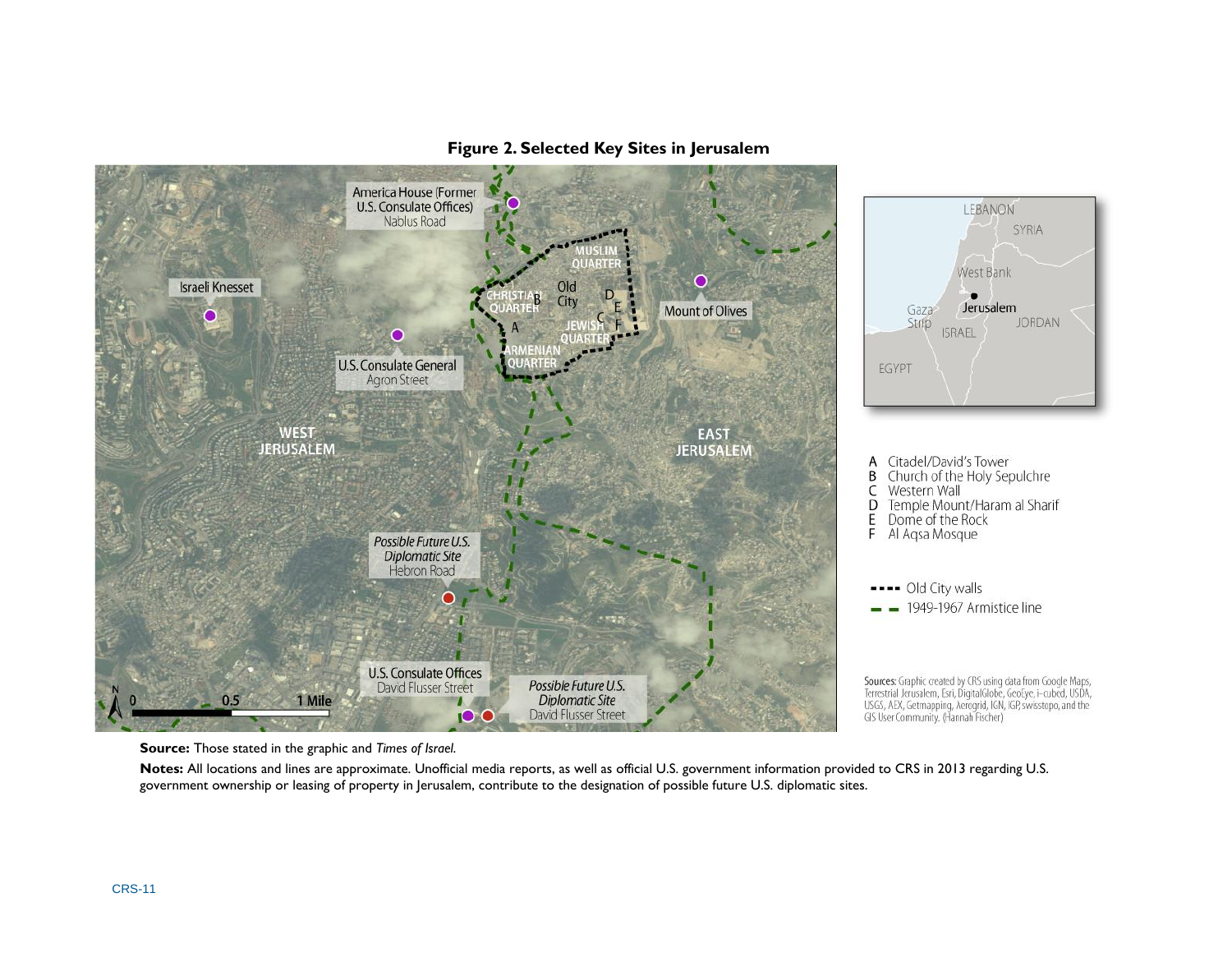**Figure 2. Selected Key Sites in Jerusalem**

America House (Former U.S. Consulate Offices)
Nablus Road

Israeli Knesset

U.S. Consulate General
Agron Street

MUSLIM QUARTER

CHRISTIAN QUARTER

Old City

JEWISH QUARTER

ARMENIAN QUARTER

Mount of Olives

WEST JERUSALEM

EAST JERUSALEM

Possible Future U.S. Diplomatic Site
Hebron Road

U.S. Consulate Offices
David Flusser Street

Possible Future U.S. Diplomatic Site
David Flusser Street

0 0.5 1 Mile

LEBANON
SYRIA
West Bank
Gaza Strip
Jerusalem
ISRAEL
JORDAN
EGYPT

A Citadel/David's Tower
B Church of the Holy Sepulchre
C Western Wall
D Temple Mount/Haram al Sharif
E Dome of the Rock
F Al Aqsa Mosque

---- Old City walls
– – 1949-1967 Armistice line

Sources: Graphic created by CRS using data from Google Maps, Terrestrial Jerusalem, Esri, DigitalGlobe, GeoEye, i-cubed, USDA, USGS, AEX, Getmapping, Aerogrid, IGN, IGP, swisstopo, and the GIS User Community. (Hannah Fischer)

**Source:** Those stated in the graphic and *Times of Israel*.

**Notes:** All locations and lines are approximate. Unofficial media reports, as well as official U.S. government information provided to CRS in 2013 regarding U.S. government ownership or leasing of property in Jerusalem, contribute to the designation of possible future U.S. diplomatic sites.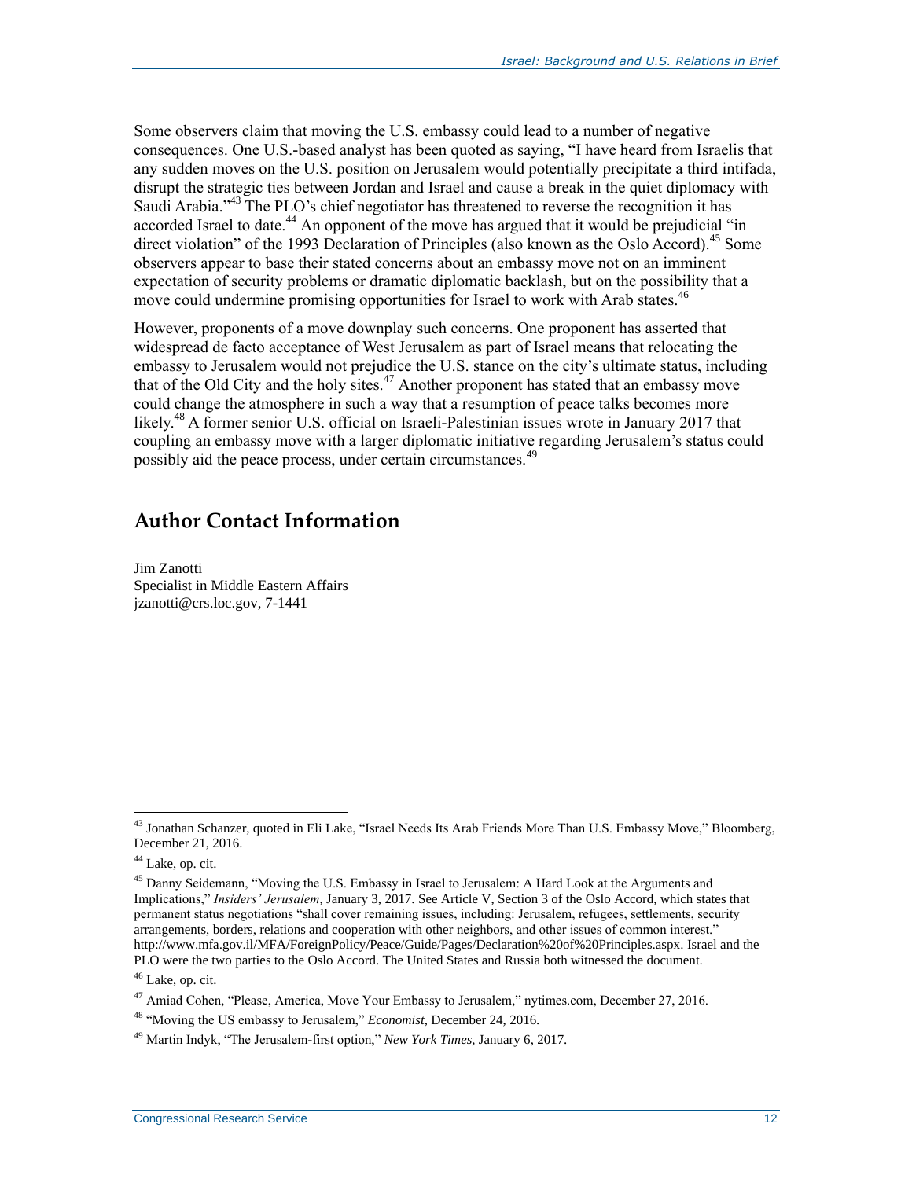Some observers claim that moving the U.S. embassy could lead to a number of negative consequences. One U.S.-based analyst has been quoted as saying, "I have heard from Israelis that any sudden moves on the U.S. position on Jerusalem would potentially precipitate a third intifada, disrupt the strategic ties between Jordan and Israel and cause a break in the quiet diplomacy with Saudi Arabia."[43] The PLO's chief negotiator has threatened to reverse the recognition it has accorded Israel to date.[44] An opponent of the move has argued that it would be prejudicial "in direct violation" of the 1993 Declaration of Principles (also known as the Oslo Accord).[45] Some observers appear to base their stated concerns about an embassy move not on an imminent expectation of security problems or dramatic diplomatic backlash, but on the possibility that a move could undermine promising opportunities for Israel to work with Arab states.[46]

However, proponents of a move downplay such concerns. One proponent has asserted that widespread de facto acceptance of West Jerusalem as part of Israel means that relocating the embassy to Jerusalem would not prejudice the U.S. stance on the city's ultimate status, including that of the Old City and the holy sites.[47] Another proponent has stated that an embassy move could change the atmosphere in such a way that a resumption of peace talks becomes more likely.[48] A former senior U.S. official on Israeli-Palestinian issues wrote in January 2017 that coupling an embassy move with a larger diplomatic initiative regarding Jerusalem's status could possibly aid the peace process, under certain circumstances.[49]

## Author Contact Information

Jim Zanotti
Specialist in Middle Eastern Affairs
jzanotti@crs.loc.gov, 7-1441

---

[43] Jonathan Schanzer, quoted in Eli Lake, "Israel Needs Its Arab Friends More Than U.S. Embassy Move," Bloomberg, December 21, 2016.

[44] Lake, op. cit.

[45] Danny Seidemann, "Moving the U.S. Embassy in Israel to Jerusalem: A Hard Look at the Arguments and Implications," *Insiders' Jerusalem*, January 3, 2017. See Article V, Section 3 of the Oslo Accord, which states that permanent status negotiations "shall cover remaining issues, including: Jerusalem, refugees, settlements, security arrangements, borders, relations and cooperation with other neighbors, and other issues of common interest." http://www.mfa.gov.il/MFA/ForeignPolicy/Peace/Guide/Pages/Declaration%20of%20Principles.aspx. Israel and the PLO were the two parties to the Oslo Accord. The United States and Russia both witnessed the document.

[46] Lake, op. cit.

[47] Amiad Cohen, "Please, America, Move Your Embassy to Jerusalem," nytimes.com, December 27, 2016.

[48] "Moving the US embassy to Jerusalem," *Economist*, December 24, 2016.

[49] Martin Indyk, "The Jerusalem-first option," *New York Times*, January 6, 2017.